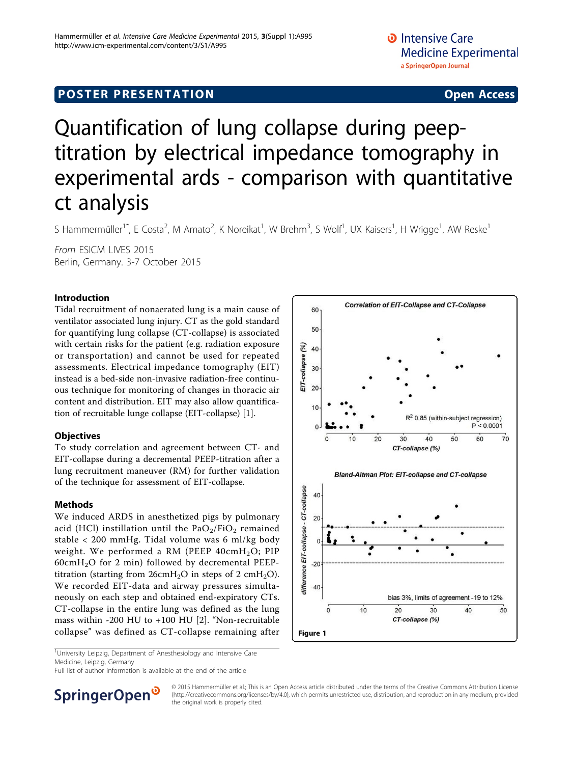POSTER PRESENTATION

Open Access

# Quantification of lung collapse during peep-titration by electrical impedance tomography in experimental ards - comparison with quantitative ct analysis

S Hammermüller[1*], E Costa[2], M Amato[2], K Noreikat[1], W Brehm[3], S Wolf[1], UX Kaisers[1], H Wrigge[1], AW Reske[1]

*From* ESICM LIVES 2015
Berlin, Germany. 3-7 October 2015

## Introduction

Tidal recruitment of nonaerated lung is a main cause of ventilator associated lung injury. CT as the gold standard for quantifying lung collapse (CT-collapse) is associated with certain risks for the patient (e.g. radiation exposure or transportation) and cannot be used for repeated assessments. Electrical impedance tomography (EIT) instead is a bed-side non-invasive radiation-free continuous technique for monitoring of changes in thoracic air content and distribution. EIT may also allow quantification of recruitable lunge collapse (EIT-collapse) [1].

## Objectives

To study correlation and agreement between CT- and EIT-collapse during a decremental PEEP-titration after a lung recruitment maneuver (RM) for further validation of the technique for assessment of EIT-collapse.

## Methods

We induced ARDS in anesthetized pigs by pulmonary acid (HCl) instillation until the $PaO_2/FiO_2$ remained stable < 200 mmHg. Tidal volume was 6 ml/kg body weight. We performed a RM (PEEP 40cm$H_2O$; PIP 60cm$H_2O$ for 2 min) followed by decremental PEEP-titration (starting from 26cm$H_2O$ in steps of 2 cm$H_2O$). We recorded EIT-data and airway pressures simultaneously on each step and obtained end-expiratory CTs. CT-collapse in the entire lung was defined as the lung mass within -200 HU to +100 HU [2]. "Non-recruitable collapse" was defined as CT-collapse remaining after

Figure 1

[1]University Leipzig, Department of Anesthesiology and Intensive Care Medicine, Leipzig, Germany
Full list of author information is available at the end of the article

© 2015 Hammermüller et al.; This is an Open Access article distributed under the terms of the Creative Commons Attribution License (http://creativecommons.org/licenses/by/4.0), which permits unrestricted use, distribution, and reproduction in any medium, provided the original work is properly cited.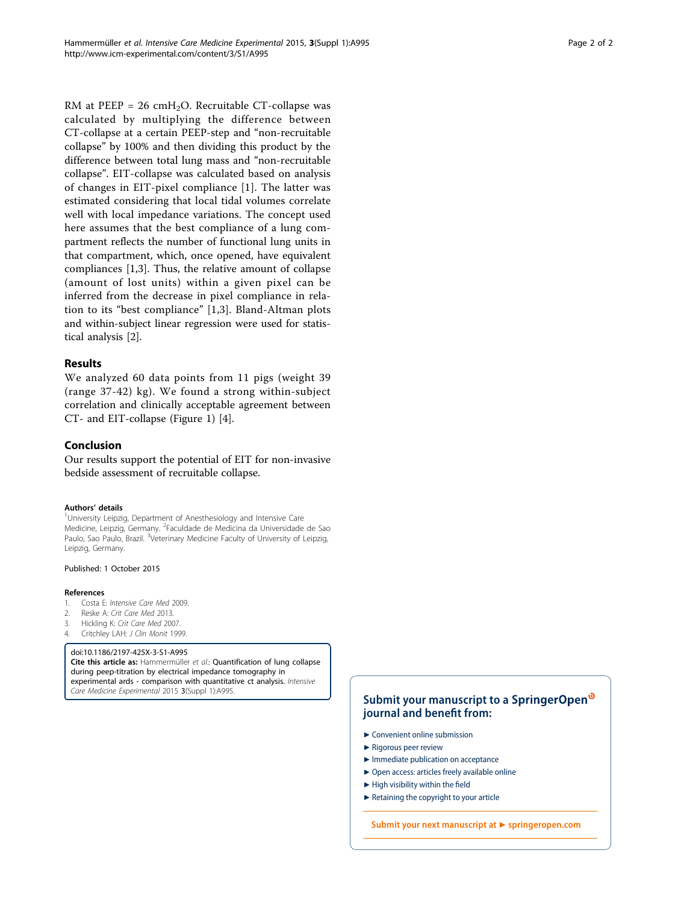RM at PEEP = 26 cm$H_2O$. Recruitable CT-collapse was calculated by multiplying the difference between CT-collapse at a certain PEEP-step and "non-recruitable collapse" by 100% and then dividing this product by the difference between total lung mass and "non-recruitable collapse". EIT-collapse was calculated based on analysis of changes in EIT-pixel compliance [1]. The latter was estimated considering that local tidal volumes correlate well with local impedance variations. The concept used here assumes that the best compliance of a lung compartment reflects the number of functional lung units in that compartment, which, once opened, have equivalent compliances [1,3]. Thus, the relative amount of collapse (amount of lost units) within a given pixel can be inferred from the decrease in pixel compliance in relation to its "best compliance" [1,3]. Bland-Altman plots and within-subject linear regression were used for statistical analysis [2].

## Results

We analyzed 60 data points from 11 pigs (weight 39 (range 37-42) kg). We found a strong within-subject correlation and clinically acceptable agreement between CT- and EIT-collapse (Figure 1) [4].

## Conclusion

Our results support the potential of EIT for non-invasive bedside assessment of recruitable collapse.

#### Authors' details

[1]University Leipzig, Department of Anesthesiology and Intensive Care Medicine, Leipzig, Germany. [2]Faculdade de Medicina da Universidade de Sao Paulo, Sao Paulo, Brazil. [3]Veterinary Medicine Faculty of University of Leipzig, Leipzig, Germany.

Published: 1 October 2015

#### References

1. Costa E: *Intensive Care Med* 2009.
2. Reske A: *Crit Care Med* 2013.
3. Hickling K: *Crit Care Med* 2007.
4. Critchley LAH: *J Clin Monit* 1999.

doi:10.1186/2197-425X-3-S1-A995
**Cite this article as:** Hammermüller *et al.*: Quantification of lung collapse during peep-titration by electrical impedance tomography in experimental ards - comparison with quantitative ct analysis. *Intensive Care Medicine Experimental* 2015 **3**(Suppl 1):A995.

**Submit your manuscript to a SpringerOpen journal and benefit from:**

- ► Convenient online submission
- ► Rigorous peer review
- ► Immediate publication on acceptance
- ► Open access: articles freely available online
- ► High visibility within the field
- ► Retaining the copyright to your article

**Submit your next manuscript at ► springeropen.com**